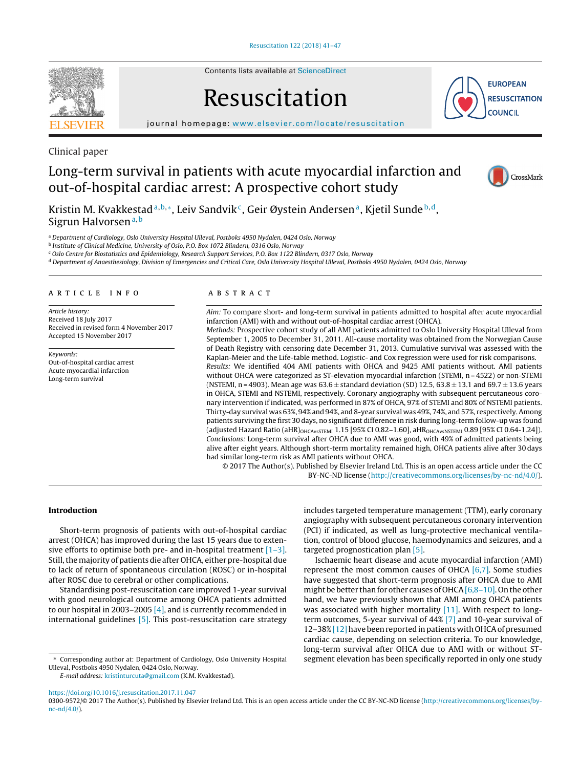Clinical paper

# Long-term survival in patients with acute myocardial infarction and out-of-hospital cardiac arrest: A prospective cohort study

Kristin M. Kvakkestad[a,b,*], Leiv Sandvik[c], Geir Øystein Andersen[a], Kjetil Sunde[b,d], Sigrun Halvorsen[a,b]

[a] Department of Cardiology, Oslo University Hospital Ulleval, Postboks 4950 Nydalen, 0424 Oslo, Norway
[b] Institute of Clinical Medicine, University of Oslo, P.O. Box 1072 Blindern, 0316 Oslo, Norway
[c] Oslo Centre for Biostatistics and Epidemiology, Research Support Services, P.O. Box 1122 Blindern, 0317 Oslo, Norway
[d] Department of Anaesthesiology, Division of Emergencies and Critical Care, Oslo University Hospital Ulleval, Postboks 4950 Nydalen, 0424 Oslo, Norway

## ARTICLE INFO

*Article history:*
Received 18 July 2017
Received in revised form 4 November 2017
Accepted 15 November 2017

*Keywords:*
Out-of-hospital cardiac arrest
Acute myocardial infarction
Long-term survival

## ABSTRACT

*Aim:* To compare short- and long-term survival in patients admitted to hospital after acute myocardial infarction (AMI) with and without out-of-hospital cardiac arrest (OHCA).

*Methods:* Prospective cohort study of all AMI patients admitted to Oslo University Hospital Ulleval from September 1, 2005 to December 31, 2011. All-cause mortality was obtained from the Norwegian Cause of Death Registry with censoring date December 31, 2013. Cumulative survival was assessed with the Kaplan-Meier and the Life-table method. Logistic- and Cox regression were used for risk comparisons.

*Results:* We identified 404 AMI patients with OHCA and 9425 AMI patients without. AMI patients without OHCA were categorized as ST-elevation myocardial infarction (STEMI, n = 4522) or non-STEMI (NSTEMI, n = 4903). Mean age was 63.6 ± standard deviation (SD) 12.5, 63.8 ± 13.1 and 69.7 ± 13.6 years in OHCA, STEMI and NSTEMI, respectively. Coronary angiography with subsequent percutaneous coronary intervention if indicated, was performed in 87% of OHCA, 97% of STEMI and 80% of NSTEMI patients. Thirty-day survival was 63%, 94% and 94%, and 8-year survival was 49%, 74%, and 57%, respectively. Among patients surviving the first 30 days, no significant difference in risk during long-term follow-up was found (adjusted Hazard Ratio $(aHR)_{OHCAvsSTEMI}$ 1.15 [95% CI 0.82–1.60], $aHR_{OHCAvsNSTEMI}$ 0.89 [95% CI 0.64-1.24]).

*Conclusions:* Long-term survival after OHCA due to AMI was good, with 49% of admitted patients being alive after eight years. Although short-term mortality remained high, OHCA patients alive after 30 days had similar long-term risk as AMI patients without OHCA.

© 2017 The Author(s). Published by Elsevier Ireland Ltd. This is an open access article under the CC BY-NC-ND license (http://creativecommons.org/licenses/by-nc-nd/4.0/).

## Introduction

Short-term prognosis of patients with out-of-hospital cardiac arrest (OHCA) has improved during the last 15 years due to extensive efforts to optimise both pre- and in-hospital treatment [1–3]. Still, the majority of patients die after OHCA, either pre-hospital due to lack of return of spontaneous circulation (ROSC) or in-hospital after ROSC due to cerebral or other complications.

Standardising post-resuscitation care improved 1-year survival with good neurological outcome among OHCA patients admitted to our hospital in 2003–2005 [4], and is currently recommended in international guidelines [5]. This post-resuscitation care strategy includes targeted temperature management (TTM), early coronary angiography with subsequent percutaneous coronary intervention (PCI) if indicated, as well as lung-protective mechanical ventilation, control of blood glucose, haemodynamics and seizures, and a targeted prognostication plan [5].

Ischaemic heart disease and acute myocardial infarction (AMI) represent the most common causes of OHCA [6,7]. Some studies have suggested that short-term prognosis after OHCA due to AMI might be better than for other causes of OHCA [6,8–10]. On the other hand, we have previously shown that AMI among OHCA patients was associated with higher mortality [11]. With respect to long-term outcomes, 5-year survival of 44% [7] and 10-year survival of 12–38% [12] have been reported in patients with OHCA of presumed cardiac cause, depending on selection criteria. To our knowledge, long-term survival after OHCA due to AMI with or without ST-segment elevation has been specifically reported in only one study

\* Corresponding author at: Department of Cardiology, Oslo University Hospital Ulleval, Postboks 4950 Nydalen, 0424 Oslo, Norway.
E-mail address: kristinturcuta@gmail.com (K.M. Kvakkestad).

https://doi.org/10.1016/j.resuscitation.2017.11.047
0300-9572/© 2017 The Author(s). Published by Elsevier Ireland Ltd. This is an open access article under the CC BY-NC-ND license (http://creativecommons.org/licenses/by-nc-nd/4.0/).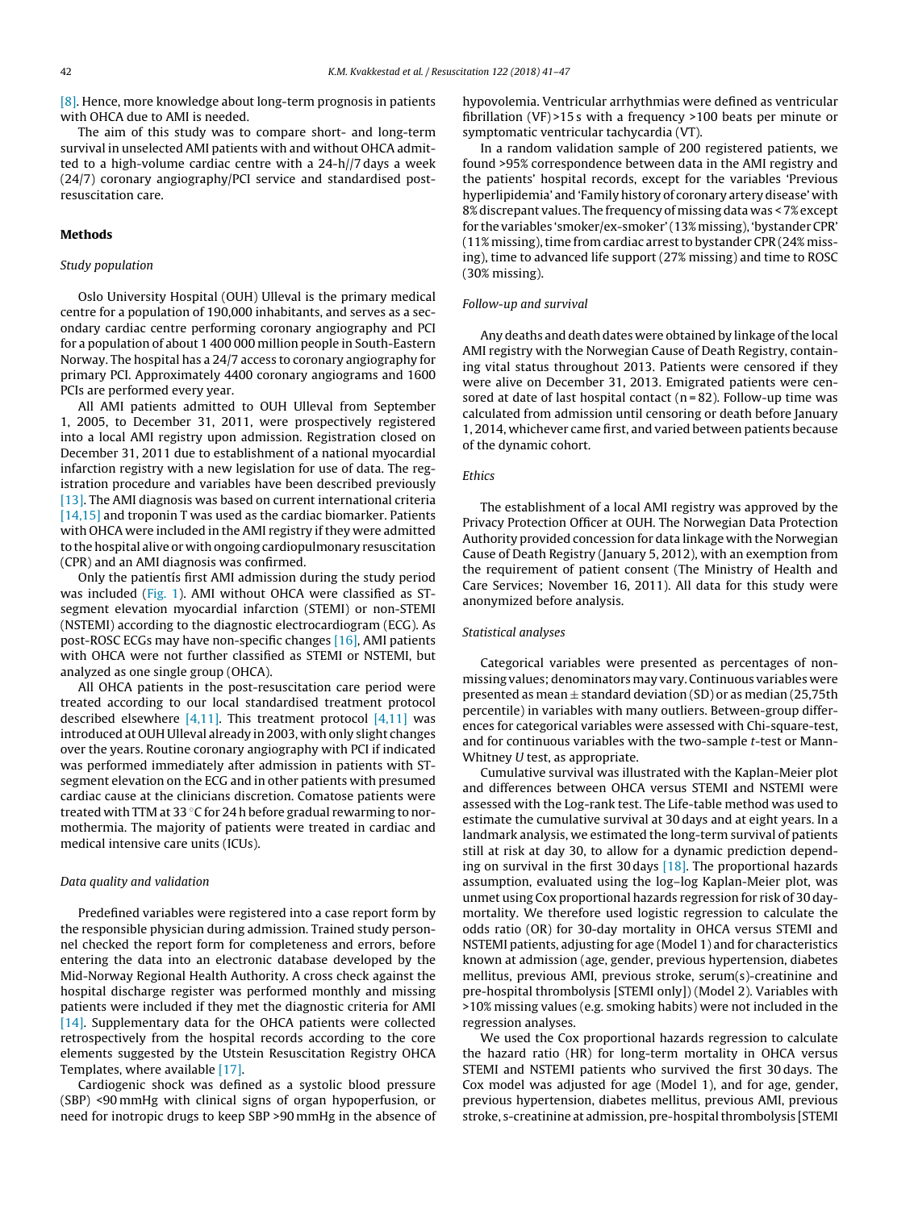[8]. Hence, more knowledge about long-term prognosis in patients with OHCA due to AMI is needed.

The aim of this study was to compare short- and long-term survival in unselected AMI patients with and without OHCA admitted to a high-volume cardiac centre with a 24-h//7 days a week (24/7) coronary angiography/PCI service and standardised post-resuscitation care.

## Methods

### *Study population*

Oslo University Hospital (OUH) Ulleval is the primary medical centre for a population of 190,000 inhabitants, and serves as a secondary cardiac centre performing coronary angiography and PCI for a population of about 1 400 000 million people in South-Eastern Norway. The hospital has a 24/7 access to coronary angiography for primary PCI. Approximately 4400 coronary angiograms and 1600 PCIs are performed every year.

All AMI patients admitted to OUH Ulleval from September 1, 2005, to December 31, 2011, were prospectively registered into a local AMI registry upon admission. Registration closed on December 31, 2011 due to establishment of a national myocardial infarction registry with a new legislation for use of data. The registration procedure and variables have been described previously [13]. The AMI diagnosis was based on current international criteria [14,15] and troponin T was used as the cardiac biomarker. Patients with OHCA were included in the AMI registry if they were admitted to the hospital alive or with ongoing cardiopulmonary resuscitation (CPR) and an AMI diagnosis was confirmed.

Only the patientís first AMI admission during the study period was included (Fig. 1). AMI without OHCA were classified as ST-segment elevation myocardial infarction (STEMI) or non-STEMI (NSTEMI) according to the diagnostic electrocardiogram (ECG). As post-ROSC ECGs may have non-specific changes [16], AMI patients with OHCA were not further classified as STEMI or NSTEMI, but analyzed as one single group (OHCA).

All OHCA patients in the post-resuscitation care period were treated according to our local standardised treatment protocol described elsewhere [4,11]. This treatment protocol [4,11] was introduced at OUH Ulleval already in 2003, with only slight changes over the years. Routine coronary angiography with PCI if indicated was performed immediately after admission in patients with ST-segment elevation on the ECG and in other patients with presumed cardiac cause at the clinicians discretion. Comatose patients were treated with TTM at 33 °C for 24 h before gradual rewarming to normothermia. The majority of patients were treated in cardiac and medical intensive care units (ICUs).

### *Data quality and validation*

Predefined variables were registered into a case report form by the responsible physician during admission. Trained study personnel checked the report form for completeness and errors, before entering the data into an electronic database developed by the Mid-Norway Regional Health Authority. A cross check against the hospital discharge register was performed monthly and missing patients were included if they met the diagnostic criteria for AMI [14]. Supplementary data for the OHCA patients were collected retrospectively from the hospital records according to the core elements suggested by the Utstein Resuscitation Registry OHCA Templates, where available [17].

Cardiogenic shock was defined as a systolic blood pressure (SBP) <90 mmHg with clinical signs of organ hypoperfusion, or need for inotropic drugs to keep SBP >90 mmHg in the absence of hypovolemia. Ventricular arrhythmias were defined as ventricular fibrillation (VF) >15 s with a frequency >100 beats per minute or symptomatic ventricular tachycardia (VT).

In a random validation sample of 200 registered patients, we found >95% correspondence between data in the AMI registry and the patients' hospital records, except for the variables 'Previous hyperlipidemia' and 'Family history of coronary artery disease' with 8% discrepant values. The frequency of missing data was < 7% except for the variables 'smoker/ex-smoker' (13% missing), 'bystander CPR' (11% missing), time from cardiac arrest to bystander CPR (24% missing), time to advanced life support (27% missing) and time to ROSC (30% missing).

### *Follow-up and survival*

Any deaths and death dates were obtained by linkage of the local AMI registry with the Norwegian Cause of Death Registry, containing vital status throughout 2013. Patients were censored if they were alive on December 31, 2013. Emigrated patients were censored at date of last hospital contact (n = 82). Follow-up time was calculated from admission until censoring or death before January 1, 2014, whichever came first, and varied between patients because of the dynamic cohort.

### *Ethics*

The establishment of a local AMI registry was approved by the Privacy Protection Officer at OUH. The Norwegian Data Protection Authority provided concession for data linkage with the Norwegian Cause of Death Registry (January 5, 2012), with an exemption from the requirement of patient consent (The Ministry of Health and Care Services; November 16, 2011). All data for this study were anonymized before analysis.

### *Statistical analyses*

Categorical variables were presented as percentages of non-missing values; denominators may vary. Continuous variables were presented as mean ± standard deviation (SD) or as median (25,75th percentile) in variables with many outliers. Between-group differences for categorical variables were assessed with Chi-square-test, and for continuous variables with the two-sample *t*-test or Mann-Whitney *U* test, as appropriate.

Cumulative survival was illustrated with the Kaplan-Meier plot and differences between OHCA versus STEMI and NSTEMI were assessed with the Log-rank test. The Life-table method was used to estimate the cumulative survival at 30 days and at eight years. In a landmark analysis, we estimated the long-term survival of patients still at risk at day 30, to allow for a dynamic prediction depending on survival in the first 30 days [18]. The proportional hazards assumption, evaluated using the log–log Kaplan-Meier plot, was unmet using Cox proportional hazards regression for risk of 30 day-mortality. We therefore used logistic regression to calculate the odds ratio (OR) for 30-day mortality in OHCA versus STEMI and NSTEMI patients, adjusting for age (Model 1) and for characteristics known at admission (age, gender, previous hypertension, diabetes mellitus, previous AMI, previous stroke, serum(s)-creatinine and pre-hospital thrombolysis [STEMI only]) (Model 2). Variables with >10% missing values (e.g. smoking habits) were not included in the regression analyses.

We used the Cox proportional hazards regression to calculate the hazard ratio (HR) for long-term mortality in OHCA versus STEMI and NSTEMI patients who survived the first 30 days. The Cox model was adjusted for age (Model 1), and for age, gender, previous hypertension, diabetes mellitus, previous AMI, previous stroke, s-creatinine at admission, pre-hospital thrombolysis [STEMI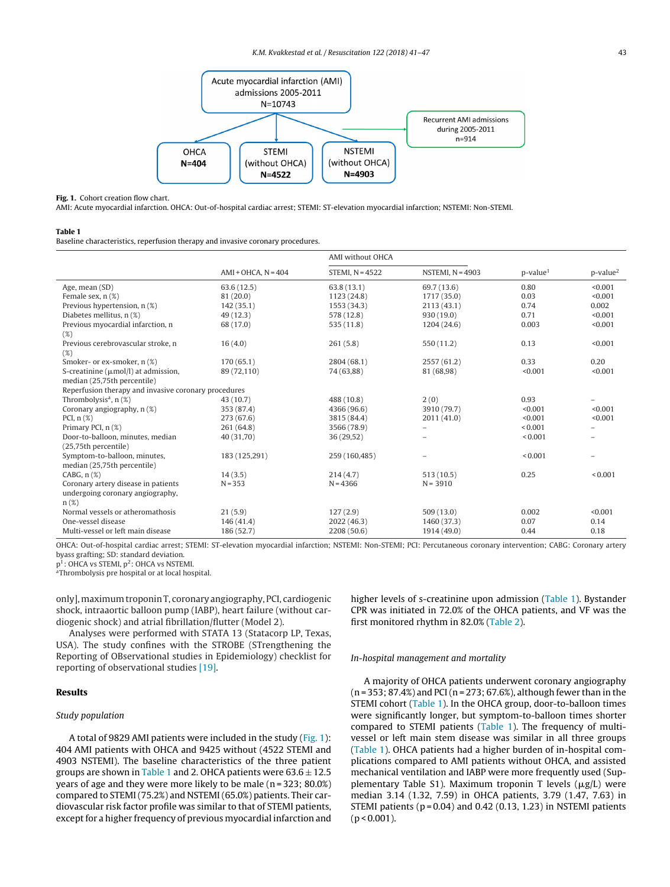Acute myocardial infarction (AMI) admissions 2005-2011 N=10743

OHCA N=404 | STEMI (without OHCA) N=4522 | NSTEMI (without OHCA) N=4903

Recurrent AMI admissions during 2005-2011 n=914

**Fig. 1.** Cohort creation flow chart.
AMI: Acute myocardial infarction. OHCA: Out-of-hospital cardiac arrest; STEMI: ST-elevation myocardial infarction; NSTEMI: Non-STEMI.

**Table 1**
Baseline characteristics, reperfusion therapy and invasive coronary procedures.

| | AMI + OHCA, N = 404 | AMI without OHCA | | p-value[1] | p-value[2] |
|---|---|---|---|---|---|
| | | STEMI, N = 4522 | NSTEMI, N = 4903 | | |
| Age, mean (SD) | 63.6 (12.5) | 63.8 (13.1) | 69.7 (13.6) | 0.80 | <0.001 |
| Female sex, n (%) | 81 (20.0) | 1123 (24.8) | 1717 (35.0) | 0.03 | <0.001 |
| Previous hypertension, n (%) | 142 (35.1) | 1553 (34.3) | 2113 (43.1) | 0.74 | 0.002 |
| Diabetes mellitus, n (%) | 49 (12.3) | 578 (12.8) | 930 (19.0) | 0.71 | <0.001 |
| Previous myocardial infarction, n (%) | 68 (17.0) | 535 (11.8) | 1204 (24.6) | 0.003 | <0.001 |
| Previous cerebrovascular stroke, n (%) | 16 (4.0) | 261 (5.8) | 550 (11.2) | 0.13 | <0.001 |
| Smoker- or ex-smoker, n (%) | 170 (65.1) | 2804 (68.1) | 2557 (61.2) | 0.33 | 0.20 |
| S-creatinine (μmol/l) at admission, median (25,75th percentile) | 89 (72,110) | 74 (63,88) | 81 (68,98) | <0.001 | <0.001 |
| Reperfusion therapy and invasive coronary procedures | | | | | |
| Thrombolysis[a], n (%) | 43 (10.7) | 488 (10.8) | 2 (0) | 0.93 | – |
| Coronary angiography, n (%) | 353 (87.4) | 4366 (96.6) | 3910 (79.7) | <0.001 | <0.001 |
| PCI, n (%) | 273 (67.6) | 3815 (84.4) | 2011 (41.0) | <0.001 | <0.001 |
| Primary PCI, n (%) | 261 (64.8) | 3566 (78.9) | – | < 0.001 | – |
| Door-to-balloon, minutes, median (25,75th percentile) | 40 (31,70) | 36 (29,52) | – | < 0.001 | – |
| Symptom-to-balloon, minutes, median (25,75th percentile) | 183 (125,291) | 259 (160,485) | – | < 0.001 | – |
| CABG, n (%) | 14 (3.5) | 214 (4.7) | 513 (10.5) | 0.25 | < 0.001 |
| Coronary artery disease in patients undergoing coronary angiography, n (%) | N = 353 | N = 4366 | N = 3910 | | |
| Normal vessels or atheromathosis | 21 (5.9) | 127 (2.9) | 509 (13.0) | 0.002 | <0.001 |
| One-vessel disease | 146 (41.4) | 2022 (46.3) | 1460 (37.3) | 0.07 | 0.14 |
| Multi-vessel or left main disease | 186 (52.7) | 2208 (50.6) | 1914 (49.0) | 0.44 | 0.18 |

OHCA: Out-of-hospital cardiac arrest; STEMI: ST-elevation myocardial infarction; NSTEMI: Non-STEMI; PCI: Percutaneous coronary intervention; CABG: Coronary artery byass grafting; SD: standard deviation.
p[1]: OHCA vs STEMI, p[2]: OHCA vs NSTEMI.
[a]Thrombolysis pre hospital or at local hospital.

only], maximum troponin T, coronary angiography, PCI, cardiogenic shock, intraaortic balloon pump (IABP), heart failure (without cardiogenic shock) and atrial fibrillation/flutter (Model 2).

Analyses were performed with STATA 13 (Statacorp LP, Texas, USA). The study confines with the STROBE (STrengthening the Reporting of OBservational studies in Epidemiology) checklist for reporting of observational studies [19].

## Results

### *Study population*

A total of 9829 AMI patients were included in the study (Fig. 1): 404 AMI patients with OHCA and 9425 without (4522 STEMI and 4903 NSTEMI). The baseline characteristics of the three patient groups are shown in Table 1 and 2. OHCA patients were 63.6 ± 12.5 years of age and they were more likely to be male (n = 323; 80.0%) compared to STEMI (75.2%) and NSTEMI (65.0%) patients. Their cardiovascular risk factor profile was similar to that of STEMI patients, except for a higher frequency of previous myocardial infarction and higher levels of s-creatinine upon admission (Table 1). Bystander CPR was initiated in 72.0% of the OHCA patients, and VF was the first monitored rhythm in 82.0% (Table 2).

### *In-hospital management and mortality*

A majority of OHCA patients underwent coronary angiography (n = 353; 87.4%) and PCI (n = 273; 67.6%), although fewer than in the STEMI cohort (Table 1). In the OHCA group, door-to-balloon times were significantly longer, but symptom-to-balloon times shorter compared to STEMI patients (Table 1). The frequency of multi-vessel or left main stem disease was similar in all three groups (Table 1). OHCA patients had a higher burden of in-hospital complications compared to AMI patients without OHCA, and assisted mechanical ventilation and IABP were more frequently used (Supplementary Table S1). Maximum troponin T levels (μg/L) were median 3.14 (1.32, 7.59) in OHCA patients, 3.79 (1.47, 7.63) in STEMI patients (p = 0.04) and 0.42 (0.13, 1.23) in NSTEMI patients (p < 0.001).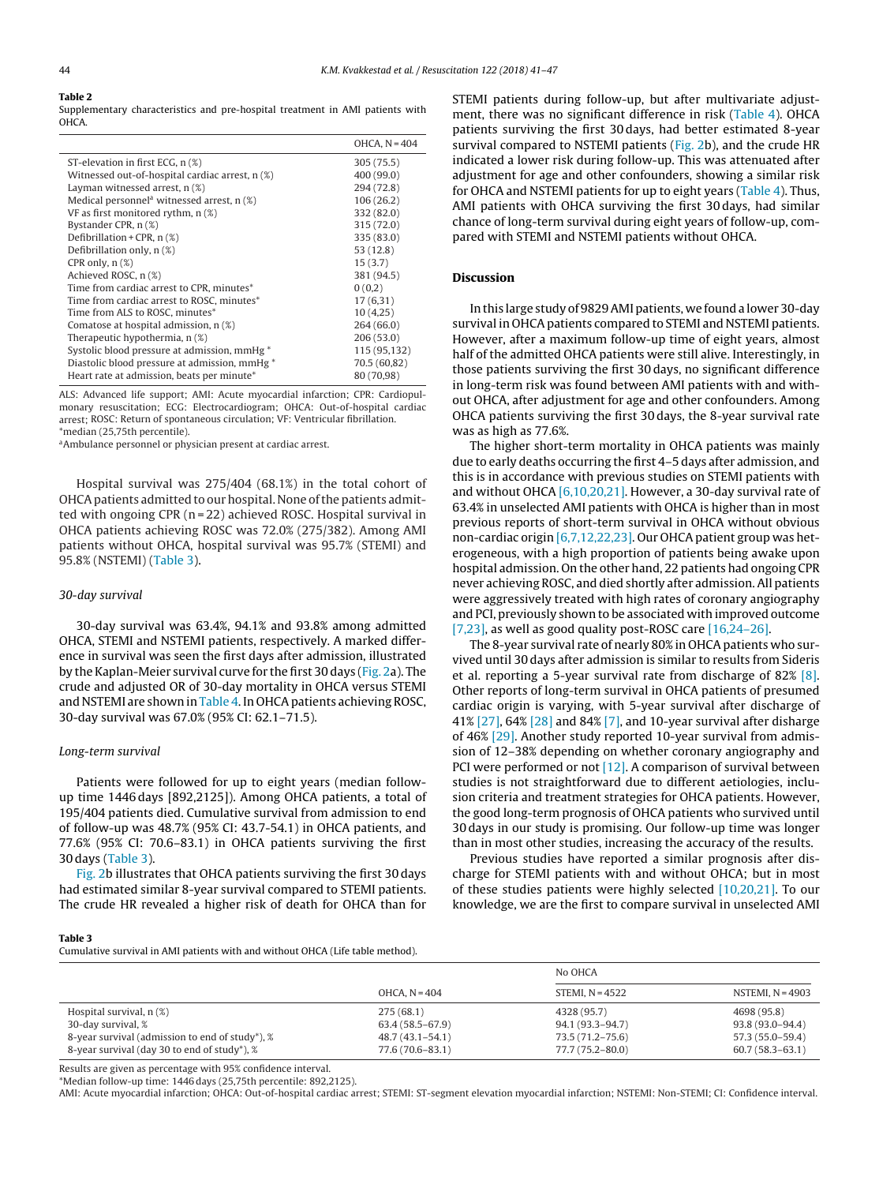**Table 2**
Supplementary characteristics and pre-hospital treatment in AMI patients with OHCA.

| | OHCA, N = 404 |
|---|---|
| ST-elevation in first ECG, n (%) | 305 (75.5) |
| Witnessed out-of-hospital cardiac arrest, n (%) | 400 (99.0) |
| Layman witnessed arrest, n (%) | 294 (72.8) |
| Medical personnel[a] witnessed arrest, n (%) | 106 (26.2) |
| VF as first monitored rythm, n (%) | 332 (82.0) |
| Bystander CPR, n (%) | 315 (72.0) |
| Defibrillation + CPR, n (%) | 335 (83.0) |
| Defibrillation only, n (%) | 53 (12.8) |
| CPR only, n (%) | 15 (3.7) |
| Achieved ROSC, n (%) | 381 (94.5) |
| Time from cardiac arrest to CPR, minutes* | 0 (0,2) |
| Time from cardiac arrest to ROSC, minutes* | 17 (6,31) |
| Time from ALS to ROSC, minutes* | 10 (4,25) |
| Comatose at hospital admission, n (%) | 264 (66.0) |
| Therapeutic hypothermia, n (%) | 206 (53.0) |
| Systolic blood pressure at admission, mmHg * | 115 (95,132) |
| Diastolic blood pressure at admission, mmHg * | 70.5 (60,82) |
| Heart rate at admission, beats per minute* | 80 (70,98) |

ALS: Advanced life support; AMI: Acute myocardial infarction; CPR: Cardiopulmonary resuscitation; ECG: Electrocardiogram; OHCA: Out-of-hospital cardiac arrest; ROSC: Return of spontaneous circulation; VF: Ventricular fibrillation.
*median (25,75th percentile).
[a]Ambulance personnel or physician present at cardiac arrest.

Hospital survival was 275/404 (68.1%) in the total cohort of OHCA patients admitted to our hospital. None of the patients admitted with ongoing CPR (n = 22) achieved ROSC. Hospital survival in OHCA patients achieving ROSC was 72.0% (275/382). Among AMI patients without OHCA, hospital survival was 95.7% (STEMI) and 95.8% (NSTEMI) (Table 3).

### 30-day survival

30-day survival was 63.4%, 94.1% and 93.8% among admitted OHCA, STEMI and NSTEMI patients, respectively. A marked difference in survival was seen the first days after admission, illustrated by the Kaplan-Meier survival curve for the first 30 days (Fig. 2a). The crude and adjusted OR of 30-day mortality in OHCA versus STEMI and NSTEMI are shown in Table 4. In OHCA patients achieving ROSC, 30-day survival was 67.0% (95% CI: 62.1–71.5).

### Long-term survival

Patients were followed for up to eight years (median follow-up time 1446 days [892,2125]). Among OHCA patients, a total of 195/404 patients died. Cumulative survival from admission to end of follow-up was 48.7% (95% CI: 43.7-54.1) in OHCA patients, and 77.6% (95% CI: 70.6–83.1) in OHCA patients surviving the first 30 days (Table 3).

Fig. 2b illustrates that OHCA patients surviving the first 30 days had estimated similar 8-year survival compared to STEMI patients. The crude HR revealed a higher risk of death for OHCA than for STEMI patients during follow-up, but after multivariate adjustment, there was no significant difference in risk (Table 4). OHCA patients surviving the first 30 days, had better estimated 8-year survival compared to NSTEMI patients (Fig. 2b), and the crude HR indicated a lower risk during follow-up. This was attenuated after adjustment for age and other confounders, showing a similar risk for OHCA and NSTEMI patients for up to eight years (Table 4). Thus, AMI patients with OHCA surviving the first 30 days, had similar chance of long-term survival during eight years of follow-up, compared with STEMI and NSTEMI patients without OHCA.

## Discussion

In this large study of 9829 AMI patients, we found a lower 30-day survival in OHCA patients compared to STEMI and NSTEMI patients. However, after a maximum follow-up time of eight years, almost half of the admitted OHCA patients were still alive. Interestingly, in those patients surviving the first 30 days, no significant difference in long-term risk was found between AMI patients with and without OHCA, after adjustment for age and other confounders. Among OHCA patients surviving the first 30 days, the 8-year survival rate was as high as 77.6%.

The higher short-term mortality in OHCA patients was mainly due to early deaths occurring the first 4–5 days after admission, and this is in accordance with previous studies on STEMI patients with and without OHCA [6,10,20,21]. However, a 30-day survival rate of 63.4% in unselected AMI patients with OHCA is higher than in most previous reports of short-term survival in OHCA without obvious non-cardiac origin [6,7,12,22,23]. Our OHCA patient group was heterogeneous, with a high proportion of patients being awake upon hospital admission. On the other hand, 22 patients had ongoing CPR never achieving ROSC, and died shortly after admission. All patients were aggressively treated with high rates of coronary angiography and PCI, previously shown to be associated with improved outcome [7,23], as well as good quality post-ROSC care [16,24–26].

The 8-year survival rate of nearly 80% in OHCA patients who survived until 30 days after admission is similar to results from Sideris et al. reporting a 5-year survival rate from discharge of 82% [8]. Other reports of long-term survival in OHCA patients of presumed cardiac origin is varying, with 5-year survival after discharge of 41% [27], 64% [28] and 84% [7], and 10-year survival after disharge of 46% [29]. Another study reported 10-year survival from admission of 12–38% depending on whether coronary angiography and PCI were performed or not [12]. A comparison of survival between studies is not straightforward due to different aetiologies, inclusion criteria and treatment strategies for OHCA patients. However, the good long-term prognosis of OHCA patients who survived until 30 days in our study is promising. Our follow-up time was longer than in most other studies, increasing the accuracy of the results.

Previous studies have reported a similar prognosis after discharge for STEMI patients with and without OHCA; but in most of these studies patients were highly selected [10,20,21]. To our knowledge, we are the first to compare survival in unselected AMI

**Table 3**
Cumulative survival in AMI patients with and without OHCA (Life table method).

| | OHCA, N = 404 | No OHCA | |
|---|---|---|---|
| | | STEMI, N = 4522 | NSTEMI, N = 4903 |
| Hospital survival, n (%) | 275 (68.1) | 4328 (95.7) | 4698 (95.8) |
| 30-day survival, % | 63.4 (58.5–67.9) | 94.1 (93.3–94.7) | 93.8 (93.0–94.4) |
| 8-year survival (admission to end of study*), % | 48.7 (43.1–54.1) | 73.5 (71.2–75.6) | 57.3 (55.0–59.4) |
| 8-year survival (day 30 to end of study*), % | 77.6 (70.6–83.1) | 77.7 (75.2–80.0) | 60.7 (58.3–63.1) |

Results are given as percentage with 95% confidence interval.
*Median follow-up time: 1446 days (25,75th percentile: 892,2125).
AMI: Acute myocardial infarction; OHCA: Out-of-hospital cardiac arrest; STEMI: ST-segment elevation myocardial infarction; NSTEMI: Non-STEMI; CI: Confidence interval.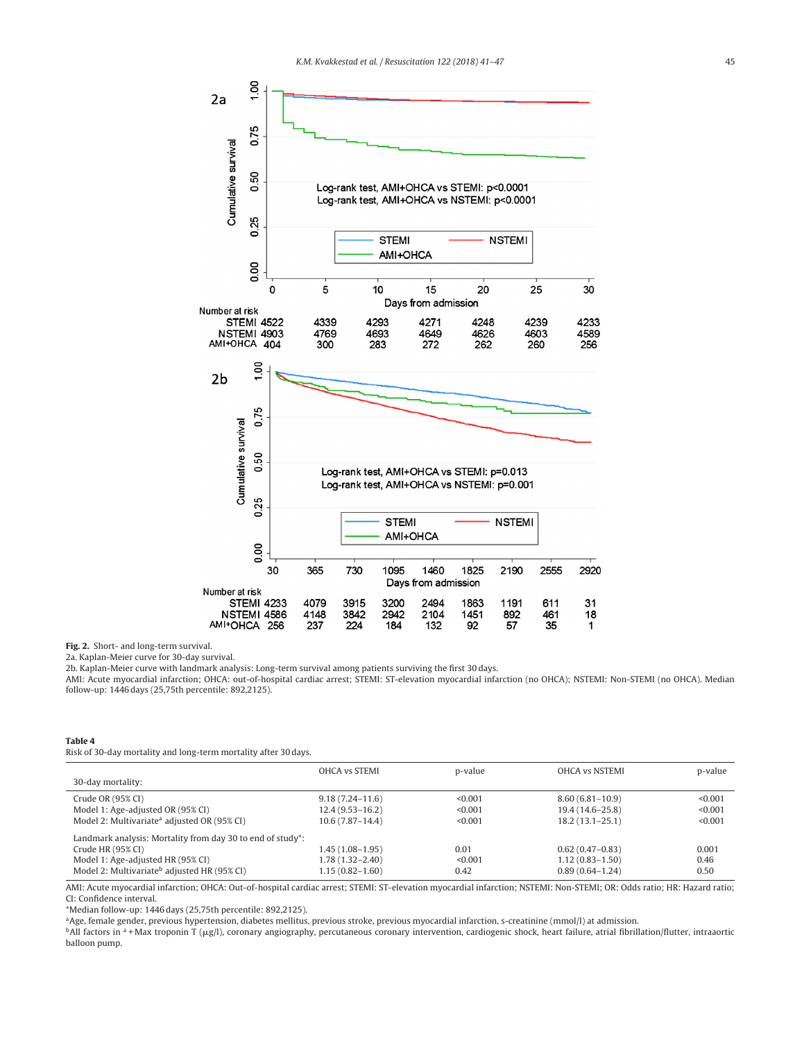Fig. 2. Short- and long-term survival.
2a. Kaplan-Meier curve for 30-day survival.
2b. Kaplan-Meier curve with landmark analysis: Long-term survival among patients surviving the first 30 days.
AMI: Acute myocardial infarction; OHCA: out-of-hospital cardiac arrest; STEMI: ST-elevation myocardial infarction (no OHCA); NSTEMI: Non-STEMI (no OHCA). Median follow-up: 1446 days (25,75th percentile: 892,2125).

**Table 4**
Risk of 30-day mortality and long-term mortality after 30 days.

| 30-day mortality: | OHCA vs STEMI | p-value | OHCA vs NSTEMI | p-value |
|---|---|---|---|---|
| Crude OR (95% CI) | 9.18 (7.24–11.6) | <0.001 | 8.60 (6.81–10.9) | <0.001 |
| Model 1: Age-adjusted OR (95% CI) | 12.4 (9.53–16.2) | <0.001 | 19.4 (14.6–25.8) | <0.001 |
| Model 2: Multivariate[a] adjusted OR (95% CI) | 10.6 (7.87–14.4) | <0.001 | 18.2 (13.1–25.1) | <0.001 |
| Landmark analysis: Mortality from day 30 to end of study*: | | | | |
| Crude HR (95% CI) | 1.45 (1.08–1.95) | 0.01 | 0.62 (0.47–0.83) | 0.001 |
| Model 1: Age-adjusted HR (95% CI) | 1.78 (1.32–2.40) | <0.001 | 1.12 (0.83–1.50) | 0.46 |
| Model 2: Multivariate[b] adjusted HR (95% CI) | 1.15 (0.82–1.60) | 0.42 | 0.89 (0.64–1.24) | 0.50 |

AMI: Acute myocardial infarction; OHCA: Out-of-hospital cardiac arrest; STEMI: ST-elevation myocardial infarction; NSTEMI: Non-STEMI; OR: Odds ratio; HR: Hazard ratio; CI: Confidence interval.
*Median follow-up: 1446 days (25,75th percentile: 892,2125).
[a]Age, female gender, previous hypertension, diabetes mellitus, previous stroke, previous myocardial infarction, s-creatinine (mmol/l) at admission.
[b]All factors in [a] + Max troponin T (μg/l), coronary angiography, percutaneous coronary intervention, cardiogenic shock, heart failure, atrial fibrillation/flutter, intraaortic balloon pump.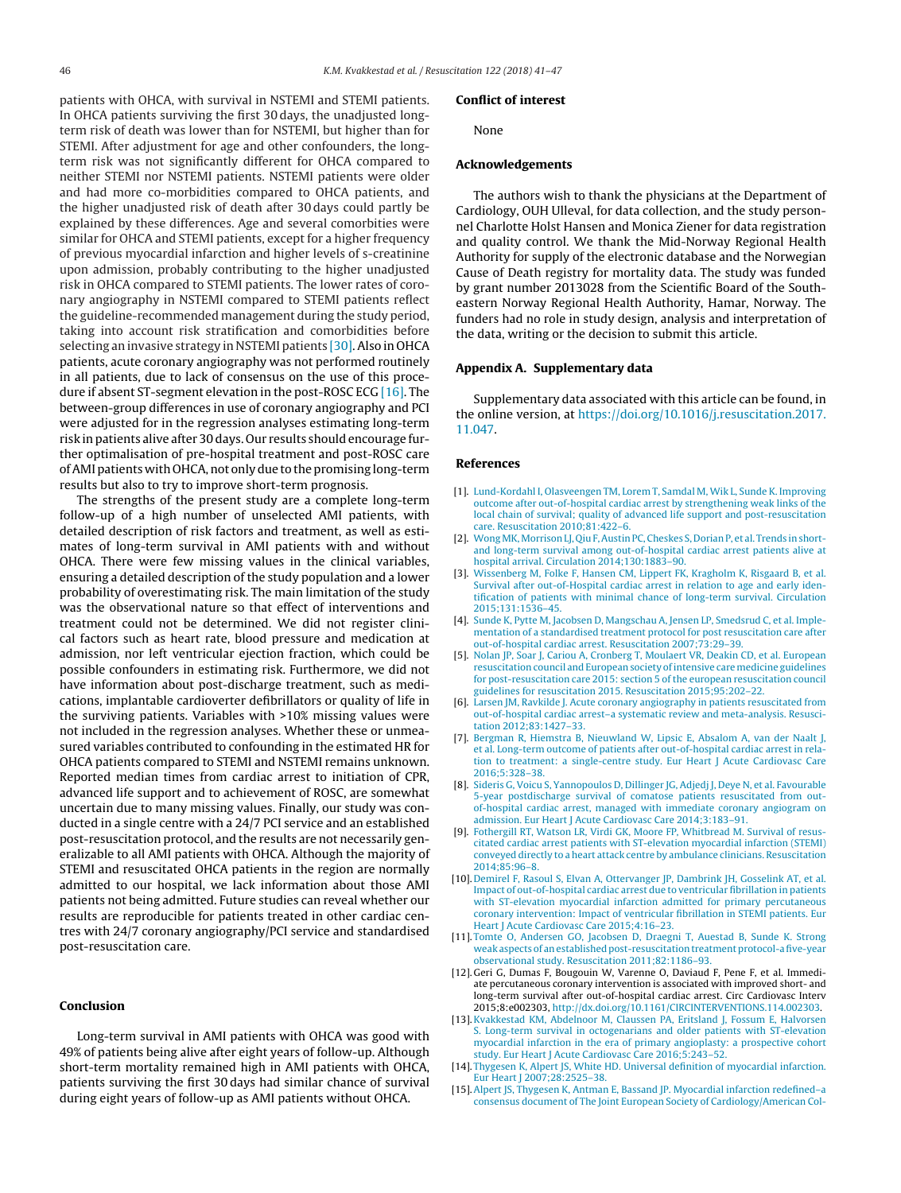patients with OHCA, with survival in NSTEMI and STEMI patients. In OHCA patients surviving the first 30 days, the unadjusted long-term risk of death was lower than for NSTEMI, but higher than for STEMI. After adjustment for age and other confounders, the long-term risk was not significantly different for OHCA compared to neither STEMI nor NSTEMI patients. NSTEMI patients were older and had more co-morbidities compared to OHCA patients, and the higher unadjusted risk of death after 30 days could partly be explained by these differences. Age and several comorbities were similar for OHCA and STEMI patients, except for a higher frequency of previous myocardial infarction and higher levels of s-creatinine upon admission, probably contributing to the higher unadjusted risk in OHCA compared to STEMI patients. The lower rates of coronary angiography in NSTEMI compared to STEMI patients reflect the guideline-recommended management during the study period, taking into account risk stratification and comorbidities before selecting an invasive strategy in NSTEMI patients [30]. Also in OHCA patients, acute coronary angiography was not performed routinely in all patients, due to lack of consensus on the use of this procedure if absent ST-segment elevation in the post-ROSC ECG [16]. The between-group differences in use of coronary angiography and PCI were adjusted for in the regression analyses estimating long-term risk in patients alive after 30 days. Our results should encourage further optimalisation of pre-hospital treatment and post-ROSC care of AMI patients with OHCA, not only due to the promising long-term results but also to try to improve short-term prognosis.

The strengths of the present study are a complete long-term follow-up of a high number of unselected AMI patients, with detailed description of risk factors and treatment, as well as estimates of long-term survival in AMI patients with and without OHCA. There were few missing values in the clinical variables, ensuring a detailed description of the study population and a lower probability of overestimating risk. The main limitation of the study was the observational nature so that effect of interventions and treatment could not be determined. We did not register clinical factors such as heart rate, blood pressure and medication at admission, nor left ventricular ejection fraction, which could be possible confounders in estimating risk. Furthermore, we did not have information about post-discharge treatment, such as medications, implantable cardioverter defibrillators or quality of life in the surviving patients. Variables with >10% missing values were not included in the regression analyses. Whether these or unmeasured variables contributed to confounding in the estimated HR for OHCA patients compared to STEMI and NSTEMI remains unknown. Reported median times from cardiac arrest to initiation of CPR, advanced life support and to achievement of ROSC, are somewhat uncertain due to many missing values. Finally, our study was conducted in a single centre with a 24/7 PCI service and an established post-resuscitation protocol, and the results are not necessarily generalizable to all AMI patients with OHCA. Although the majority of STEMI and resuscitated OHCA patients in the region are normally admitted to our hospital, we lack information about those AMI patients not being admitted. Future studies can reveal whether our results are reproducible for patients treated in other cardiac centres with 24/7 coronary angiography/PCI service and standardised post-resuscitation care.

## Conclusion

Long-term survival in AMI patients with OHCA was good with 49% of patients being alive after eight years of follow-up. Although short-term mortality remained high in AMI patients with OHCA, patients surviving the first 30 days had similar chance of survival during eight years of follow-up as AMI patients without OHCA.

## Conflict of interest

None

## Acknowledgements

The authors wish to thank the physicians at the Department of Cardiology, OUH Ulleval, for data collection, and the study personnel Charlotte Holst Hansen and Monica Ziener for data registration and quality control. We thank the Mid-Norway Regional Health Authority for supply of the electronic database and the Norwegian Cause of Death registry for mortality data. The study was funded by grant number 2013028 from the Scientific Board of the South-eastern Norway Regional Health Authority, Hamar, Norway. The funders had no role in study design, analysis and interpretation of the data, writing or the decision to submit this article.

## Appendix A. Supplementary data

Supplementary data associated with this article can be found, in the online version, at https://doi.org/10.1016/j.resuscitation.2017.11.047.

## References

[1]. Lund-Kordahl I, Olasveengen TM, Lorem T, Samdal M, Wik L, Sunde K. Improving outcome after out-of-hospital cardiac arrest by strengthening weak links of the local chain of survival; quality of advanced life support and post-resuscitation care. Resuscitation 2010;81:422–6.

[2]. Wong MK, Morrison LJ, Qiu F, Austin PC, Cheskes S, Dorian P, et al. Trends in short- and long-term survival among out-of-hospital cardiac arrest patients alive at hospital arrival. Circulation 2014;130:1883–90.

[3]. Wissenberg M, Folke F, Hansen CM, Lippert FK, Kragholm K, Risgaard B, et al. Survival after out-of-Hospital cardiac arrest in relation to age and early identification of patients with minimal chance of long-term survival. Circulation 2015;131:1536–45.

[4]. Sunde K, Pytte M, Jacobsen D, Mangschau A, Jensen LP, Smedsrud C, et al. Implementation of a standardised treatment protocol for post resuscitation care after out-of-hospital cardiac arrest. Resuscitation 2007;73:29–39.

[5]. Nolan JP, Soar J, Cariou A, Cronberg T, Moulaert VR, Deakin CD, et al. European resuscitation council and European society of intensive care medicine guidelines for post-resuscitation care 2015: section 5 of the european resuscitation council guidelines for resuscitation 2015. Resuscitation 2015;95:202–22.

[6]. Larsen JM, Ravkilde J. Acute coronary angiography in patients resuscitated from out-of-hospital cardiac arrest–a systematic review and meta-analysis. Resuscitation 2012;83:1427–33.

[7]. Bergman R, Hiemstra B, Nieuwland W, Lipsic E, Absalom A, van der Naalt J, et al. Long-term outcome of patients after out-of-hospital cardiac arrest in relation to treatment: a single-centre study. Eur Heart J Acute Cardiovasc Care 2016;5:328–38.

[8]. Sideris G, Voicu S, Yannopoulos D, Dillinger JG, Adjedj J, Deye N, et al. Favourable 5-year postdischarge survival of comatose patients resuscitated from out-of-hospital cardiac arrest, managed with immediate coronary angiogram on admission. Eur Heart J Acute Cardiovasc Care 2014;3:183–91.

[9]. Fothergill RT, Watson LR, Virdi GK, Moore FP, Whitbread M. Survival of resuscitated cardiac arrest patients with ST-elevation myocardial infarction (STEMI) conveyed directly to a heart attack centre by ambulance clinicians. Resuscitation 2014;85:96–8.

[10]. Demirel F, Rasoul S, Elvan A, Ottervanger JP, Dambrink JH, Gosselink AT, et al. Impact of out-of-hospital cardiac arrest due to ventricular fibrillation in patients with ST-elevation myocardial infarction admitted for primary percutaneous coronary intervention: Impact of ventricular fibrillation in STEMI patients. Eur Heart J Acute Cardiovasc Care 2015;4:16–23.

[11]. Tomte O, Andersen GO, Jacobsen D, Draegni T, Auestad B, Sunde K. Strong weak aspects of an established post-resuscitation treatment protocol-a five-year observational study. Resuscitation 2011;82:1186–93.

[12]. Geri G, Dumas F, Bougouin W, Varenne O, Daviaud F, Pene F, et al. Immediate percutaneous coronary intervention is associated with improved short- and long-term survival after out-of-hospital cardiac arrest. Circ Cardiovasc Interv 2015;8:e002303, http://dx.doi.org/10.1161/CIRCINTERVENTIONS.114.002303.

[13]. Kvakkestad KM, Abdelnoor M, Claussen PA, Eritsland J, Fossum E, Halvorsen S. Long-term survival in octogenarians and older patients with ST-elevation myocardial infarction in the era of primary angioplasty: a prospective cohort study. Eur Heart J Acute Cardiovasc Care 2016;5:243–52.

[14]. Thygesen K, Alpert JS, White HD. Universal definition of myocardial infarction. Eur Heart J 2007;28:2525–38.

[15]. Alpert JS, Thygesen K, Antman E, Bassand JP. Myocardial infarction redefined–a consensus document of The Joint European Society of Cardiology/American Col-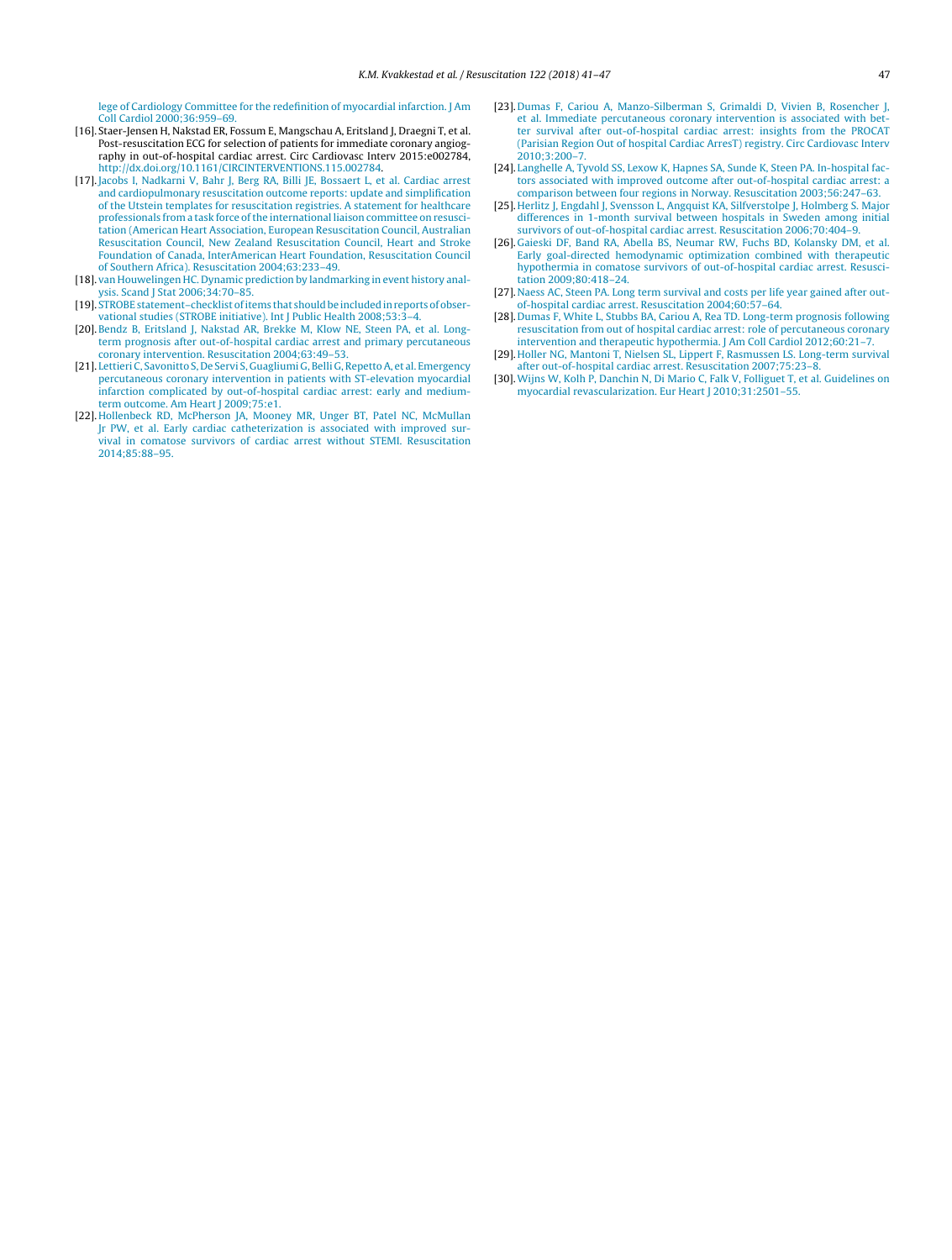lege of Cardiology Committee for the redefinition of myocardial infarction. J Am Coll Cardiol 2000;36:959–69.

[16]. Staer-Jensen H, Nakstad ER, Fossum E, Mangschau A, Eritsland J, Draegni T, et al. Post-resuscitation ECG for selection of patients for immediate coronary angiography in out-of-hospital cardiac arrest. Circ Cardiovasc Interv 2015:e002784, http://dx.doi.org/10.1161/CIRCINTERVENTIONS.115.002784.

[17]. Jacobs I, Nadkarni V, Bahr J, Berg RA, Billi JE, Bossaert L, et al. Cardiac arrest and cardiopulmonary resuscitation outcome reports: update and simplification of the Utstein templates for resuscitation registries. A statement for healthcare professionals from a task force of the international liaison committee on resuscitation (American Heart Association, European Resuscitation Council, Australian Resuscitation Council, New Zealand Resuscitation Council, Heart and Stroke Foundation of Canada, InterAmerican Heart Foundation, Resuscitation Council of Southern Africa). Resuscitation 2004;63:233–49.

[18]. van Houwelingen HC. Dynamic prediction by landmarking in event history analysis. Scand J Stat 2006;34:70–85.

[19]. STROBE statement–checklist of items that should be included in reports of observational studies (STROBE initiative). Int J Public Health 2008;53:3–4.

[20]. Bendz B, Eritsland J, Nakstad AR, Brekke M, Klow NE, Steen PA, et al. Long-term prognosis after out-of-hospital cardiac arrest and primary percutaneous coronary intervention. Resuscitation 2004;63:49–53.

[21]. Lettieri C, Savonitto S, De Servi S, Guagliumi G, Belli G, Repetto A, et al. Emergency percutaneous coronary intervention in patients with ST-elevation myocardial infarction complicated by out-of-hospital cardiac arrest: early and medium-term outcome. Am Heart J 2009;75:e1.

[22]. Hollenbeck RD, McPherson JA, Mooney MR, Unger BT, Patel NC, McMullan Jr PW, et al. Early cardiac catheterization is associated with improved survival in comatose survivors of cardiac arrest without STEMI. Resuscitation 2014;85:88–95.

[23]. Dumas F, Cariou A, Manzo-Silberman S, Grimaldi D, Vivien B, Rosencher J, et al. Immediate percutaneous coronary intervention is associated with better survival after out-of-hospital cardiac arrest: insights from the PROCAT (Parisian Region Out of hospital Cardiac ArresT) registry. Circ Cardiovasc Interv 2010;3:200–7.

[24]. Langhelle A, Tyvold SS, Lexow K, Hapnes SA, Sunde K, Steen PA. In-hospital factors associated with improved outcome after out-of-hospital cardiac arrest: a comparison between four regions in Norway. Resuscitation 2003;56:247–63.

[25]. Herlitz J, Engdahl J, Svensson L, Angquist KA, Silfverstolpe J, Holmberg S. Major differences in 1-month survival between hospitals in Sweden among initial survivors of out-of-hospital cardiac arrest. Resuscitation 2006;70:404–9.

[26]. Gaieski DF, Band RA, Abella BS, Neumar RW, Fuchs BD, Kolansky DM, et al. Early goal-directed hemodynamic optimization combined with therapeutic hypothermia in comatose survivors of out-of-hospital cardiac arrest. Resuscitation 2009;80:418–24.

[27]. Naess AC, Steen PA. Long term survival and costs per life year gained after out-of-hospital cardiac arrest. Resuscitation 2004;60:57–64.

[28]. Dumas F, White L, Stubbs BA, Cariou A, Rea TD. Long-term prognosis following resuscitation from out of hospital cardiac arrest: role of percutaneous coronary intervention and therapeutic hypothermia. J Am Coll Cardiol 2012;60:21–7.

[29]. Holler NG, Mantoni T, Nielsen SL, Lippert F, Rasmussen LS. Long-term survival after out-of-hospital cardiac arrest. Resuscitation 2007;75:23–8.

[30]. Wijns W, Kolh P, Danchin N, Di Mario C, Falk V, Folliguet T, et al. Guidelines on myocardial revascularization. Eur Heart J 2010;31:2501–55.